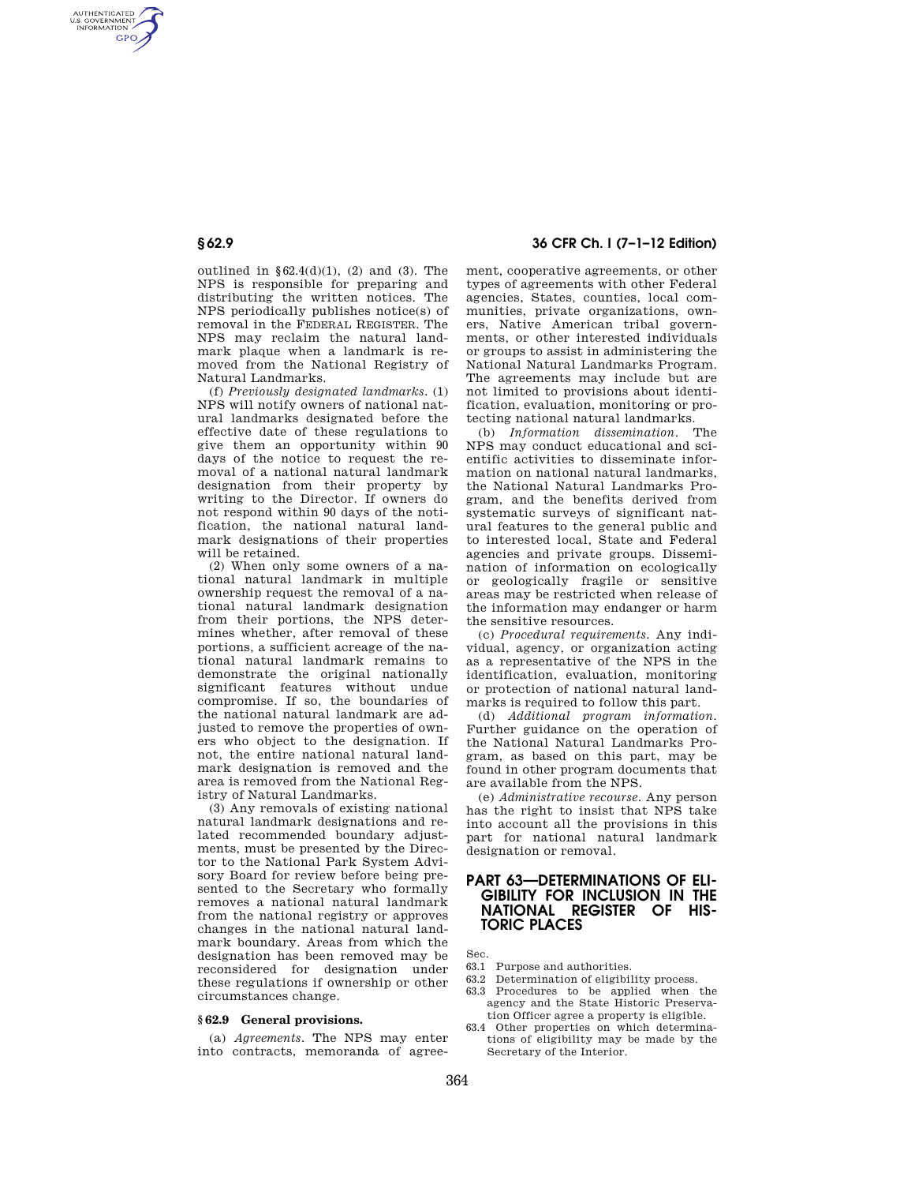outlined in §62.4(d)(1), (2) and (3). The NPS is responsible for preparing and distributing the written notices. The NPS periodically publishes notice(s) of removal in the FEDERAL REGISTER. The NPS may reclaim the natural landmark plaque when a landmark is removed from the National Registry of Natural Landmarks.

(f) *Previously designated landmarks.* (1) NPS will notify owners of national natural landmarks designated before the effective date of these regulations to give them an opportunity within 90 days of the notice to request the removal of a national natural landmark designation from their property by writing to the Director. If owners do not respond within 90 days of the notification, the national natural landmark designations of their properties will be retained.

(2) When only some owners of a national natural landmark in multiple ownership request the removal of a national natural landmark designation from their portions, the NPS determines whether, after removal of these portions, a sufficient acreage of the national natural landmark remains to demonstrate the original nationally significant features without undue compromise. If so, the boundaries of the national natural landmark are adjusted to remove the properties of owners who object to the designation. If not, the entire national natural landmark designation is removed and the area is removed from the National Registry of Natural Landmarks.

(3) Any removals of existing national natural landmark designations and related recommended boundary adjustments, must be presented by the Director to the National Park System Advisory Board for review before being presented to the Secretary who formally removes a national natural landmark from the national registry or approves changes in the national natural landmark boundary. Areas from which the designation has been removed may be reconsidered for designation under these regulations if ownership or other circumstances change.

### § 62.9 General provisions.

(a) *Agreements.* The NPS may enter into contracts, memoranda of agreement, cooperative agreements, or other types of agreements with other Federal agencies, States, counties, local communities, private organizations, owners, Native American tribal governments, or other interested individuals or groups to assist in administering the National Natural Landmarks Program. The agreements may include but are not limited to provisions about identification, evaluation, monitoring or protecting national natural landmarks.

(b) *Information dissemination.* The NPS may conduct educational and scientific activities to disseminate information on national natural landmarks, the National Natural Landmarks Program, and the benefits derived from systematic surveys of significant natural features to the general public and to interested local, State and Federal agencies and private groups. Dissemination of information on ecologically or geologically fragile or sensitive areas may be restricted when release of the information may endanger or harm the sensitive resources.

(c) *Procedural requirements.* Any individual, agency, or organization acting as a representative of the NPS in the identification, evaluation, monitoring or protection of national natural landmarks is required to follow this part.

(d) *Additional program information.* Further guidance on the operation of the National Natural Landmarks Program, as based on this part, may be found in other program documents that are available from the NPS.

(e) *Administrative recourse.* Any person has the right to insist that NPS take into account all the provisions in this part for national natural landmark designation or removal.

## PART 63—DETERMINATIONS OF ELIGIBILITY FOR INCLUSION IN THE NATIONAL REGISTER OF HISTORIC PLACES

Sec.

63.1 Purpose and authorities.

63.2 Determination of eligibility process.

63.3 Procedures to be applied when the agency and the State Historic Preservation Officer agree a property is eligible.

63.4 Other properties on which determinations of eligibility may be made by the Secretary of the Interior.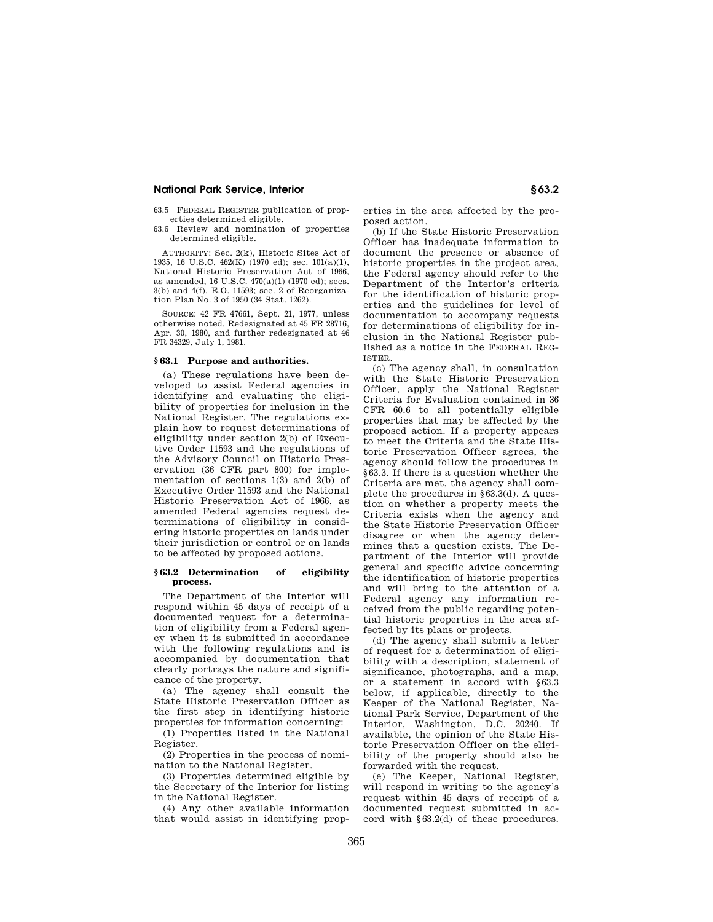63.5 FEDERAL REGISTER publication of properties determined eligible.
63.6 Review and nomination of properties determined eligible.

AUTHORITY: Sec. 2(k), Historic Sites Act of 1935, 16 U.S.C. 462(K) (1970 ed); sec. 101(a)(1), National Historic Preservation Act of 1966, as amended, 16 U.S.C. 470(a)(1) (1970 ed); secs. 3(b) and 4(f), E.O. 11593; sec. 2 of Reorganization Plan No. 3 of 1950 (34 Stat. 1262).

SOURCE: 42 FR 47661, Sept. 21, 1977, unless otherwise noted. Redesignated at 45 FR 28716, Apr. 30, 1980, and further redesignated at 46 FR 34329, July 1, 1981.

### § 63.1 Purpose and authorities.

(a) These regulations have been developed to assist Federal agencies in identifying and evaluating the eligibility of properties for inclusion in the National Register. The regulations explain how to request determinations of eligibility under section 2(b) of Executive Order 11593 and the regulations of the Advisory Council on Historic Preservation (36 CFR part 800) for implementation of sections 1(3) and 2(b) of Executive Order 11593 and the National Historic Preservation Act of 1966, as amended Federal agencies request determinations of eligibility in considering historic properties on lands under their jurisdiction or control or on lands to be affected by proposed actions.

### § 63.2 Determination of eligibility process.

The Department of the Interior will respond within 45 days of receipt of a documented request for a determination of eligibility from a Federal agency when it is submitted in accordance with the following regulations and is accompanied by documentation that clearly portrays the nature and significance of the property.

(a) The agency shall consult the State Historic Preservation Officer as the first step in identifying historic properties for information concerning:

(1) Properties listed in the National Register.

(2) Properties in the process of nomination to the National Register.

(3) Properties determined eligible by the Secretary of the Interior for listing in the National Register.

(4) Any other available information that would assist in identifying properties in the area affected by the proposed action.

(b) If the State Historic Preservation Officer has inadequate information to document the presence or absence of historic properties in the project area, the Federal agency should refer to the Department of the Interior's criteria for the identification of historic properties and the guidelines for level of documentation to accompany requests for determinations of eligibility for inclusion in the National Register published as a notice in the FEDERAL REGISTER.

(c) The agency shall, in consultation with the State Historic Preservation Officer, apply the National Register Criteria for Evaluation contained in 36 CFR 60.6 to all potentially eligible properties that may be affected by the proposed action. If a property appears to meet the Criteria and the State Historic Preservation Officer agrees, the agency should follow the procedures in §63.3. If there is a question whether the Criteria are met, the agency shall complete the procedures in §63.3(d). A question on whether a property meets the Criteria exists when the agency and the State Historic Preservation Officer disagree or when the agency determines that a question exists. The Department of the Interior will provide general and specific advice concerning the identification of historic properties and will bring to the attention of a Federal agency any information received from the public regarding potential historic properties in the area affected by its plans or projects.

(d) The agency shall submit a letter of request for a determination of eligibility with a description, statement of significance, photographs, and a map, or a statement in accord with §63.3 below, if applicable, directly to the Keeper of the National Register, National Park Service, Department of the Interior, Washington, D.C. 20240. If available, the opinion of the State Historic Preservation Officer on the eligibility of the property should also be forwarded with the request.

(e) The Keeper, National Register, will respond in writing to the agency's request within 45 days of receipt of a documented request submitted in accord with §63.2(d) of these procedures.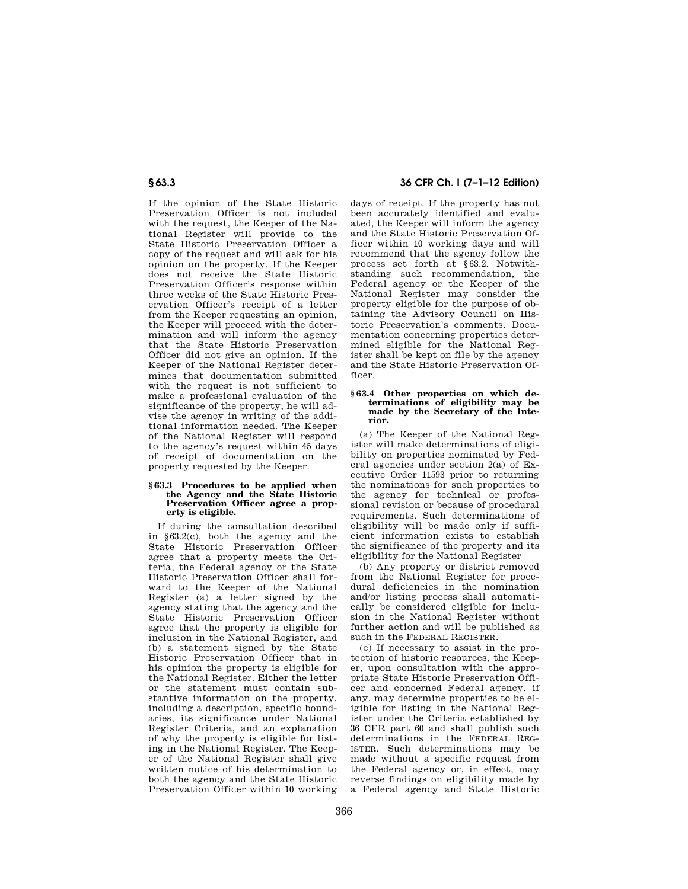If the opinion of the State Historic Preservation Officer is not included with the request, the Keeper of the National Register will provide to the State Historic Preservation Officer a copy of the request and will ask for his opinion on the property. If the Keeper does not receive the State Historic Preservation Officer's response within three weeks of the State Historic Preservation Officer's receipt of a letter from the Keeper requesting an opinion, the Keeper will proceed with the determination and will inform the agency that the State Historic Preservation Officer did not give an opinion. If the Keeper of the National Register determines that documentation submitted with the request is not sufficient to make a professional evaluation of the significance of the property, he will advise the agency in writing of the additional information needed. The Keeper of the National Register will respond to the agency's request within 45 days of receipt of documentation on the property requested by the Keeper.

### § 63.3 Procedures to be applied when the Agency and the State Historic Preservation Officer agree a property is eligible.

If during the consultation described in §63.2(c), both the agency and the State Historic Preservation Officer agree that a property meets the Criteria, the Federal agency or the State Historic Preservation Officer shall forward to the Keeper of the National Register (a) a letter signed by the agency stating that the agency and the State Historic Preservation Officer agree that the property is eligible for inclusion in the National Register, and (b) a statement signed by the State Historic Preservation Officer that in his opinion the property is eligible for the National Register. Either the letter or the statement must contain substantive information on the property, including a description, specific boundaries, its significance under National Register Criteria, and an explanation of why the property is eligible for listing in the National Register. The Keeper of the National Register shall give written notice of his determination to both the agency and the State Historic Preservation Officer within 10 working days of receipt. If the property has not been accurately identified and evaluated, the Keeper will inform the agency and the State Historic Preservation Officer within 10 working days and will recommend that the agency follow the process set forth at §63.2. Notwithstanding such recommendation, the Federal agency or the Keeper of the National Register may consider the property eligible for the purpose of obtaining the Advisory Council on Historic Preservation's comments. Documentation concerning properties determined eligible for the National Register shall be kept on file by the agency and the State Historic Preservation Officer.

### § 63.4 Other properties on which determinations of eligibility may be made by the Secretary of the Interior.

(a) The Keeper of the National Register will make determinations of eligibility on properties nominated by Federal agencies under section 2(a) of Executive Order 11593 prior to returning the nominations for such properties to the agency for technical or professional revision or because of procedural requirements. Such determinations of eligibility will be made only if sufficient information exists to establish the significance of the property and its eligibility for the National Register

(b) Any property or district removed from the National Register for procedural deficiencies in the nomination and/or listing process shall automatically be considered eligible for inclusion in the National Register without further action and will be published as such in the FEDERAL REGISTER.

(c) If necessary to assist in the protection of historic resources, the Keeper, upon consultation with the appropriate State Historic Preservation Officer and concerned Federal agency, if any, may determine properties to be eligible for listing in the National Register under the Criteria established by 36 CFR part 60 and shall publish such determinations in the FEDERAL REGISTER. Such determinations may be made without a specific request from the Federal agency or, in effect, may reverse findings on eligibility made by a Federal agency and State Historic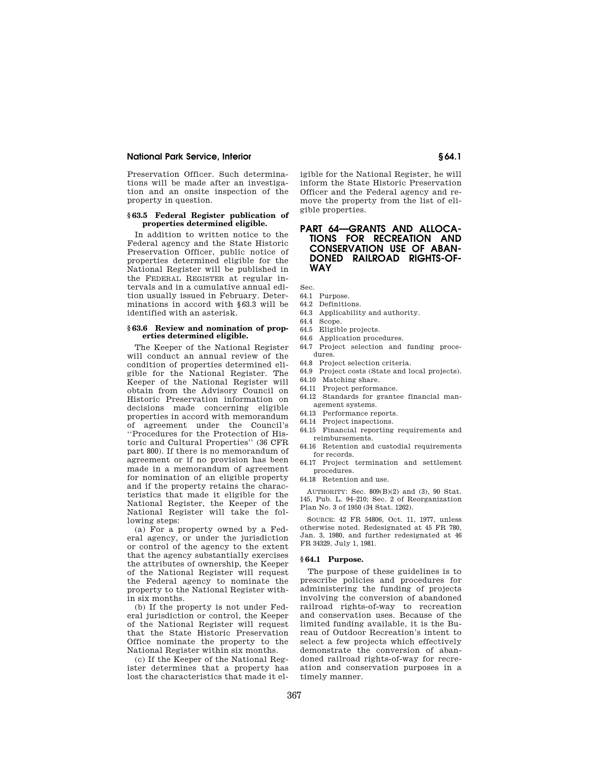Preservation Officer. Such determinations will be made after an investigation and an onsite inspection of the property in question.

### § 63.5 Federal Register publication of properties determined eligible.

In addition to written notice to the Federal agency and the State Historic Preservation Officer, public notice of properties determined eligible for the National Register will be published in the FEDERAL REGISTER at regular intervals and in a cumulative annual edition usually issued in February. Determinations in accord with § 63.3 will be identified with an asterisk.

### § 63.6 Review and nomination of properties determined eligible.

The Keeper of the National Register will conduct an annual review of the condition of properties determined eligible for the National Register. The Keeper of the National Register will obtain from the Advisory Council on Historic Preservation information on decisions made concerning eligible properties in accord with memorandum of agreement under the Council's ''Procedures for the Protection of Historic and Cultural Properties'' (36 CFR part 800). If there is no memorandum of agreement or if no provision has been made in a memorandum of agreement for nomination of an eligible property and if the property retains the characteristics that made it eligible for the National Register, the Keeper of the National Register will take the following steps:

(a) For a property owned by a Federal agency, or under the jurisdiction or control of the agency to the extent that the agency substantially exercises the attributes of ownership, the Keeper of the National Register will request the Federal agency to nominate the property to the National Register within six months.

(b) If the property is not under Federal jurisdiction or control, the Keeper of the National Register will request that the State Historic Preservation Office nominate the property to the National Register within six months.

(c) If the Keeper of the National Register determines that a property has lost the characteristics that made it eligible for the National Register, he will inform the State Historic Preservation Officer and the Federal agency and remove the property from the list of eligible properties.

## PART 64—GRANTS AND ALLOCATIONS FOR RECREATION AND CONSERVATION USE OF ABANDONED RAILROAD RIGHTS-OF-WAY

Sec.
64.1 Purpose.
64.2 Definitions.
64.3 Applicability and authority.
64.4 Scope.
64.5 Eligible projects.
64.6 Application procedures.
64.7 Project selection and funding procedures.
64.8 Project selection criteria.
64.9 Project costs (State and local projects).
64.10 Matching share.
64.11 Project performance.
64.12 Standards for grantee financial management systems.
64.13 Performance reports.
64.14 Project inspections.
64.15 Financial reporting requirements and reimbursements.
64.16 Retention and custodial requirements for records.
64.17 Project termination and settlement procedures.
64.18 Retention and use.

AUTHORITY: Sec. 809(B)(2) and (3), 90 Stat. 145, Pub. L. 94–210; Sec. 2 of Reorganization Plan No. 3 of 1950 (34 Stat. 1262).

SOURCE: 42 FR 54806, Oct. 11, 1977, unless otherwise noted. Redesignated at 45 FR 780, Jan. 3, 1980, and further redesignated at 46 FR 34329, July 1, 1981.

### § 64.1 Purpose.

The purpose of these guidelines is to prescribe policies and procedures for administering the funding of projects involving the conversion of abandoned railroad rights-of-way to recreation and conservation uses. Because of the limited funding available, it is the Bureau of Outdoor Recreation's intent to select a few projects which effectively demonstrate the conversion of abandoned railroad rights-of-way for recreation and conservation purposes in a timely manner.